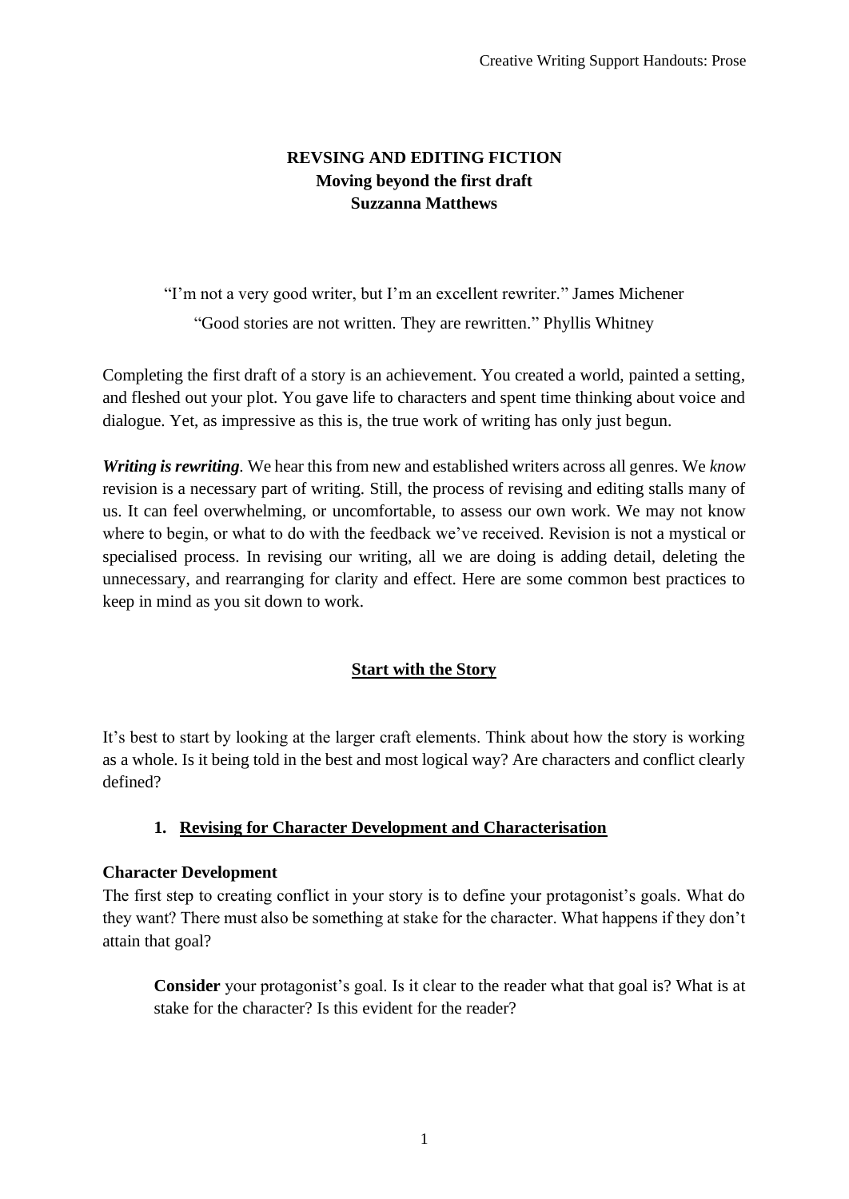# REVSING AND EDITING FICTION

## Moving beyond the first draft

**Suzzanna Matthews**

"I'm not a very good writer, but I'm an excellent rewriter." James Michener

"Good stories are not written. They are rewritten." Phyllis Whitney

Completing the first draft of a story is an achievement. You created a world, painted a setting, and fleshed out your plot. You gave life to characters and spent time thinking about voice and dialogue. Yet, as impressive as this is, the true work of writing has only just begun.

***Writing is rewriting***. We hear this from new and established writers across all genres. We *know* revision is a necessary part of writing. Still, the process of revising and editing stalls many of us. It can feel overwhelming, or uncomfortable, to assess our own work. We may not know where to begin, or what to do with the feedback we've received. Revision is not a mystical or specialised process. In revising our writing, all we are doing is adding detail, deleting the unnecessary, and rearranging for clarity and effect. Here are some common best practices to keep in mind as you sit down to work.

## Start with the Story

It's best to start by looking at the larger craft elements. Think about how the story is working as a whole. Is it being told in the best and most logical way? Are characters and conflict clearly defined?

### 1. Revising for Character Development and Characterisation

#### Character Development

The first step to creating conflict in your story is to define your protagonist's goals. What do they want? There must also be something at stake for the character. What happens if they don't attain that goal?

> **Consider** your protagonist's goal. Is it clear to the reader what that goal is? What is at stake for the character? Is this evident for the reader?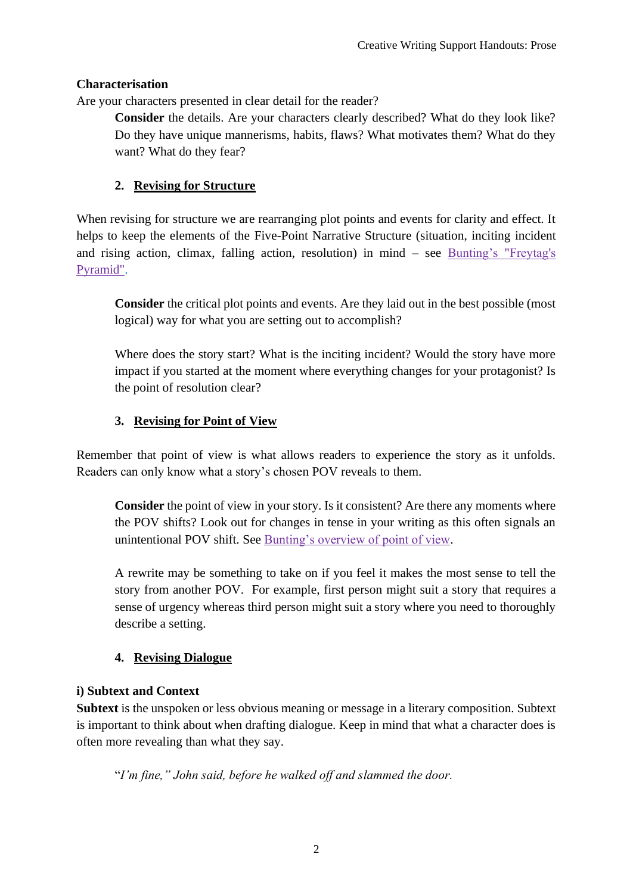**Characterisation**

Are your characters presented in clear detail for the reader?

> **Consider** the details. Are your characters clearly described? What do they look like? Do they have unique mannerisms, habits, flaws? What motivates them? What do they want? What do they fear?

## 2. Revising for Structure

When revising for structure we are rearranging plot points and events for clarity and effect. It helps to keep the elements of the Five-Point Narrative Structure (situation, inciting incident and rising action, climax, falling action, resolution) in mind – see [Bunting's "Freytag's Pyramid"](#).

> **Consider** the critical plot points and events. Are they laid out in the best possible (most logical) way for what you are setting out to accomplish?
>
> Where does the story start? What is the inciting incident? Would the story have more impact if you started at the moment where everything changes for your protagonist? Is the point of resolution clear?

## 3. Revising for Point of View

Remember that point of view is what allows readers to experience the story as it unfolds. Readers can only know what a story's chosen POV reveals to them.

> **Consider** the point of view in your story. Is it consistent? Are there any moments where the POV shifts? Look out for changes in tense in your writing as this often signals an unintentional POV shift. See [Bunting's overview of point of view](#).
>
> A rewrite may be something to take on if you feel it makes the most sense to tell the story from another POV. For example, first person might suit a story that requires a sense of urgency whereas third person might suit a story where you need to thoroughly describe a setting.

## 4. Revising Dialogue

**i) Subtext and Context**

**Subtext** is the unspoken or less obvious meaning or message in a literary composition. Subtext is important to think about when drafting dialogue. Keep in mind that what a character does is often more revealing than what they say.

> "*I'm fine," John said, before he walked off and slammed the door.*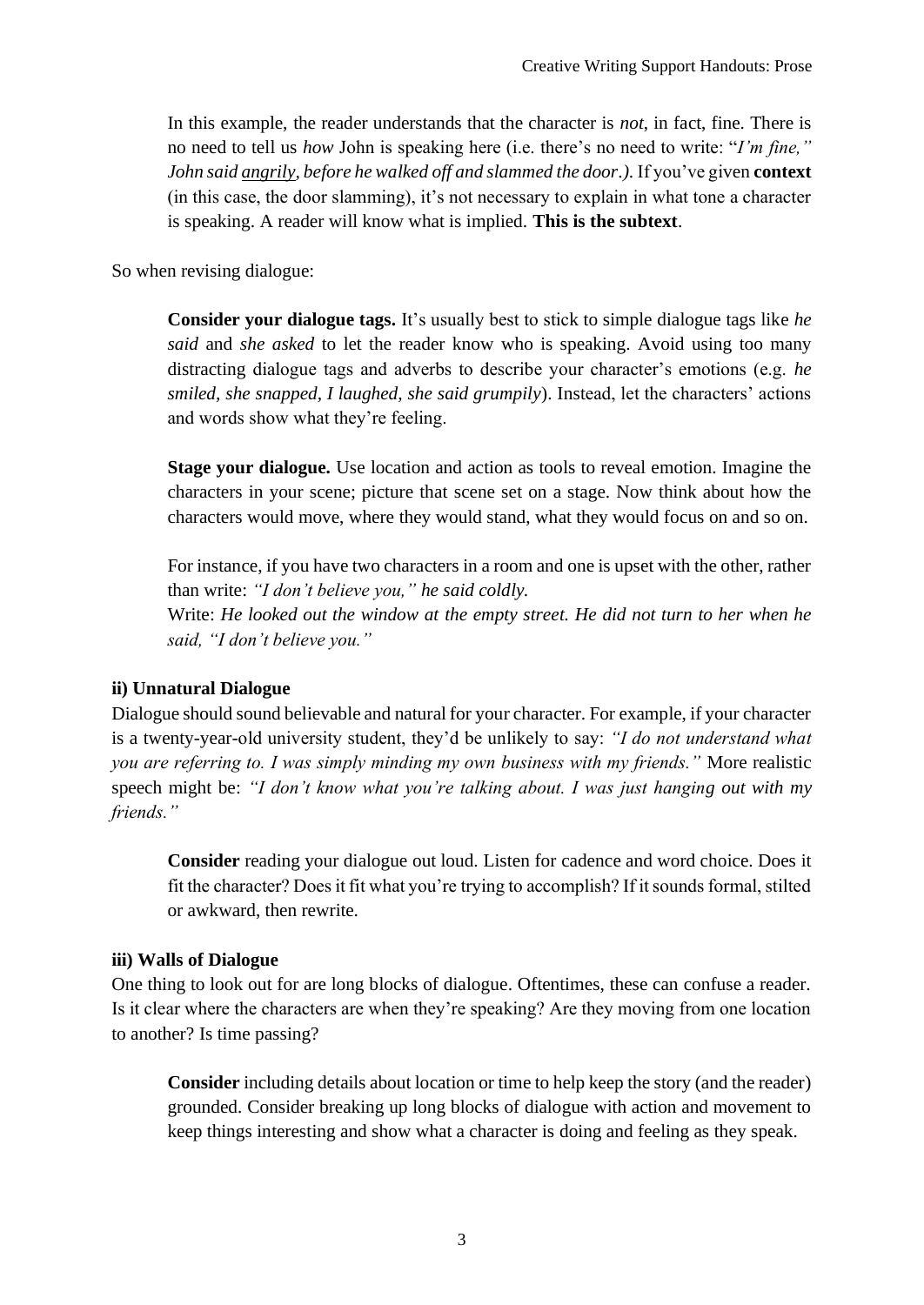In this example, the reader understands that the character is *not*, in fact, fine. There is no need to tell us *how* John is speaking here (i.e. there's no need to write: "*I'm fine," John said angrily, before he walked off and slammed the door*.*)*. If you've given **context** (in this case, the door slamming), it's not necessary to explain in what tone a character is speaking. A reader will know what is implied. **This is the subtext**.

So when revising dialogue:

**Consider your dialogue tags.** It's usually best to stick to simple dialogue tags like *he said* and *she asked* to let the reader know who is speaking. Avoid using too many distracting dialogue tags and adverbs to describe your character's emotions (e.g. *he smiled, she snapped, I laughed, she said grumpily*). Instead, let the characters' actions and words show what they're feeling.

**Stage your dialogue.** Use location and action as tools to reveal emotion. Imagine the characters in your scene; picture that scene set on a stage. Now think about how the characters would move, where they would stand, what they would focus on and so on.

For instance, if you have two characters in a room and one is upset with the other, rather than write: *"I don't believe you," he said coldly.*
Write: *He looked out the window at the empty street. He did not turn to her when he said, "I don't believe you."*

**ii) Unnatural Dialogue**

Dialogue should sound believable and natural for your character. For example, if your character is a twenty-year-old university student, they'd be unlikely to say: *"I do not understand what you are referring to. I was simply minding my own business with my friends."* More realistic speech might be: *"I don't know what you're talking about. I was just hanging out with my friends."*

**Consider** reading your dialogue out loud. Listen for cadence and word choice. Does it fit the character? Does it fit what you're trying to accomplish? If it sounds formal, stilted or awkward, then rewrite.

**iii) Walls of Dialogue**

One thing to look out for are long blocks of dialogue. Oftentimes, these can confuse a reader. Is it clear where the characters are when they're speaking? Are they moving from one location to another? Is time passing?

**Consider** including details about location or time to help keep the story (and the reader) grounded. Consider breaking up long blocks of dialogue with action and movement to keep things interesting and show what a character is doing and feeling as they speak.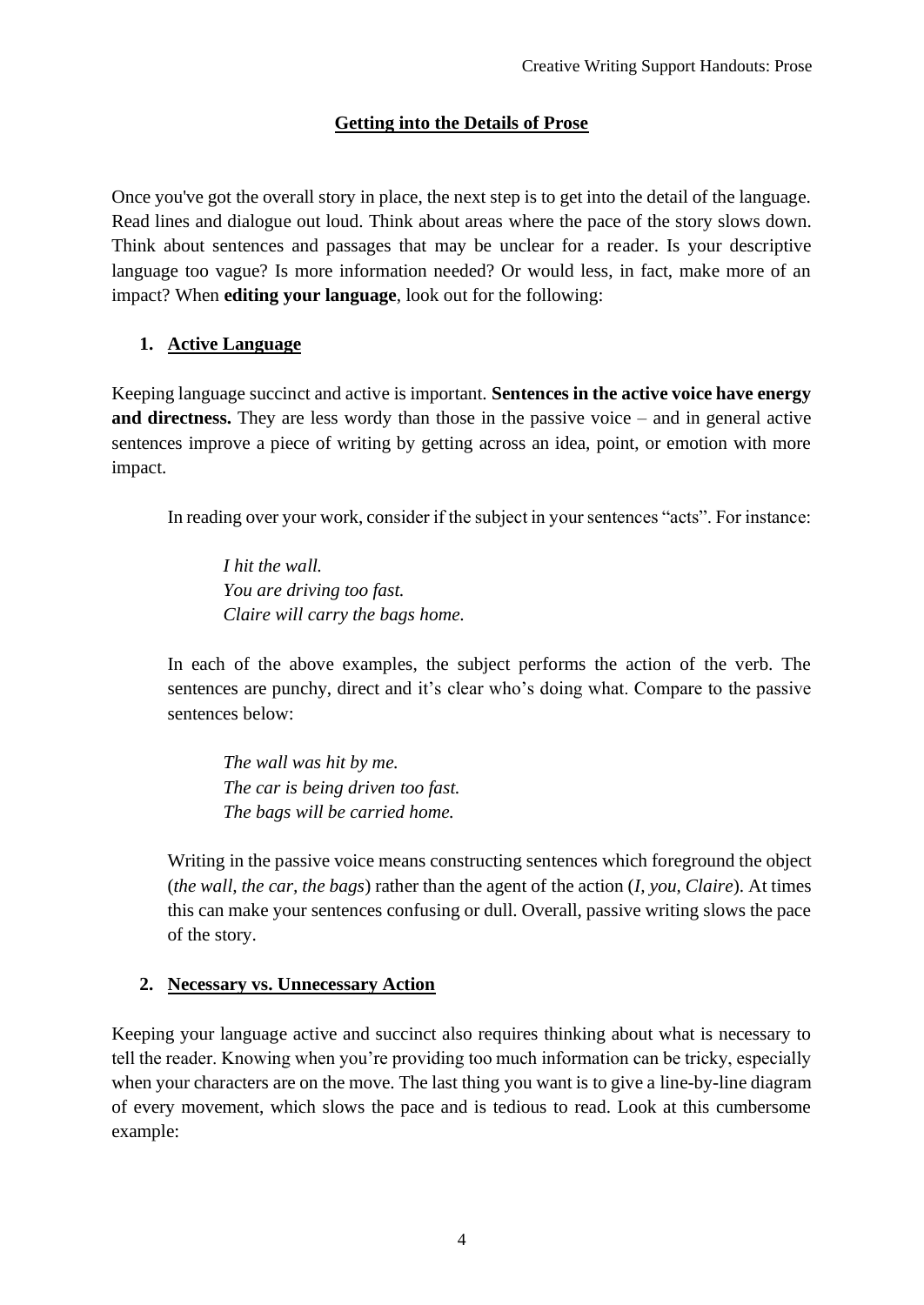## Getting into the Details of Prose

Once you've got the overall story in place, the next step is to get into the detail of the language. Read lines and dialogue out loud. Think about areas where the pace of the story slows down. Think about sentences and passages that may be unclear for a reader. Is your descriptive language too vague? Is more information needed? Or would less, in fact, make more of an impact? When **editing your language**, look out for the following:

### 1. Active Language

Keeping language succinct and active is important. **Sentences in the active voice have energy and directness.** They are less wordy than those in the passive voice – and in general active sentences improve a piece of writing by getting across an idea, point, or emotion with more impact.

In reading over your work, consider if the subject in your sentences "acts". For instance:

> *I hit the wall.*
> *You are driving too fast.*
> *Claire will carry the bags home.*

In each of the above examples, the subject performs the action of the verb. The sentences are punchy, direct and it's clear who's doing what. Compare to the passive sentences below:

> *The wall was hit by me.*
> *The car is being driven too fast.*
> *The bags will be carried home.*

Writing in the passive voice means constructing sentences which foreground the object (*the wall, the car, the bags*) rather than the agent of the action (*I, you, Claire*). At times this can make your sentences confusing or dull. Overall, passive writing slows the pace of the story.

### 2. Necessary vs. Unnecessary Action

Keeping your language active and succinct also requires thinking about what is necessary to tell the reader. Knowing when you're providing too much information can be tricky, especially when your characters are on the move. The last thing you want is to give a line-by-line diagram of every movement, which slows the pace and is tedious to read. Look at this cumbersome example: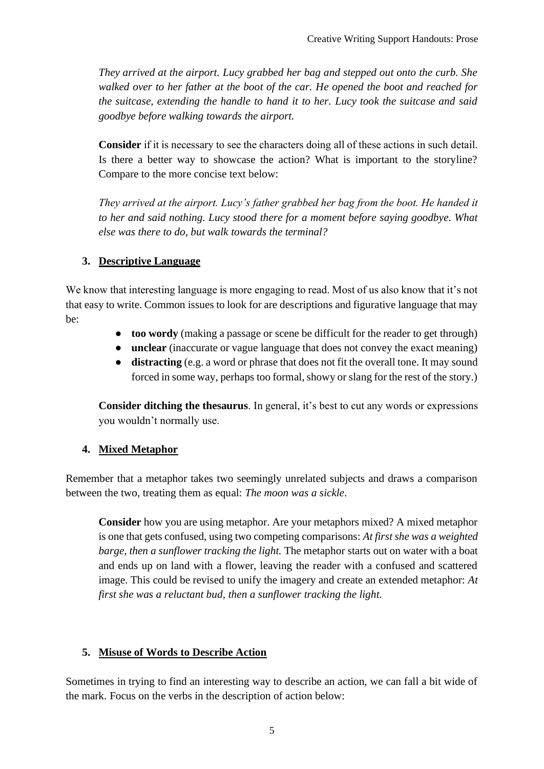*They arrived at the airport. Lucy grabbed her bag and stepped out onto the curb. She walked over to her father at the boot of the car. He opened the boot and reached for the suitcase, extending the handle to hand it to her. Lucy took the suitcase and said goodbye before walking towards the airport.*

**Consider** if it is necessary to see the characters doing all of these actions in such detail. Is there a better way to showcase the action? What is important to the storyline? Compare to the more concise text below:

*They arrived at the airport. Lucy's father grabbed her bag from the boot. He handed it to her and said nothing. Lucy stood there for a moment before saying goodbye. What else was there to do, but walk towards the terminal?*

### 3. Descriptive Language

We know that interesting language is more engaging to read. Most of us also know that it's not that easy to write. Common issues to look for are descriptions and figurative language that may be:

- **too wordy** (making a passage or scene be difficult for the reader to get through)
- **unclear** (inaccurate or vague language that does not convey the exact meaning)
- **distracting** (e.g. a word or phrase that does not fit the overall tone. It may sound forced in some way, perhaps too formal, showy or slang for the rest of the story.)

**Consider ditching the thesaurus**. In general, it's best to cut any words or expressions you wouldn't normally use.

### 4. Mixed Metaphor

Remember that a metaphor takes two seemingly unrelated subjects and draws a comparison between the two, treating them as equal: *The moon was a sickle*.

**Consider** how you are using metaphor. Are your metaphors mixed? A mixed metaphor is one that gets confused, using two competing comparisons: *At first she was a weighted barge, then a sunflower tracking the light.* The metaphor starts out on water with a boat and ends up on land with a flower, leaving the reader with a confused and scattered image. This could be revised to unify the imagery and create an extended metaphor: *At first she was a reluctant bud, then a sunflower tracking the light.*

### 5. Misuse of Words to Describe Action

Sometimes in trying to find an interesting way to describe an action, we can fall a bit wide of the mark. Focus on the verbs in the description of action below: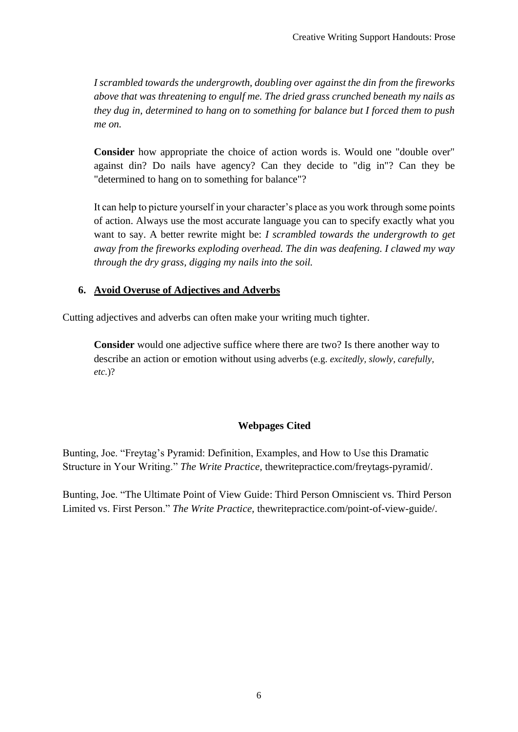*I scrambled towards the undergrowth, doubling over against the din from the fireworks above that was threatening to engulf me. The dried grass crunched beneath my nails as they dug in, determined to hang on to something for balance but I forced them to push me on.*

**Consider** how appropriate the choice of action words is. Would one "double over" against din? Do nails have agency? Can they decide to "dig in"? Can they be "determined to hang on to something for balance"?

It can help to picture yourself in your character's place as you work through some points of action. Always use the most accurate language you can to specify exactly what you want to say. A better rewrite might be: *I scrambled towards the undergrowth to get away from the fireworks exploding overhead. The din was deafening. I clawed my way through the dry grass, digging my nails into the soil.*

### 6. Avoid Overuse of Adjectives and Adverbs

Cutting adjectives and adverbs can often make your writing much tighter.

**Consider** would one adjective suffice where there are two? Is there another way to describe an action or emotion without using adverbs (e.g. *excitedly, slowly, carefully, etc.*)?

## Webpages Cited

Bunting, Joe. "Freytag's Pyramid: Definition, Examples, and How to Use this Dramatic Structure in Your Writing." *The Write Practice*, thewritepractice.com/freytags-pyramid/.

Bunting, Joe. "The Ultimate Point of View Guide: Third Person Omniscient vs. Third Person Limited vs. First Person." *The Write Practice*, thewritepractice.com/point-of-view-guide/.